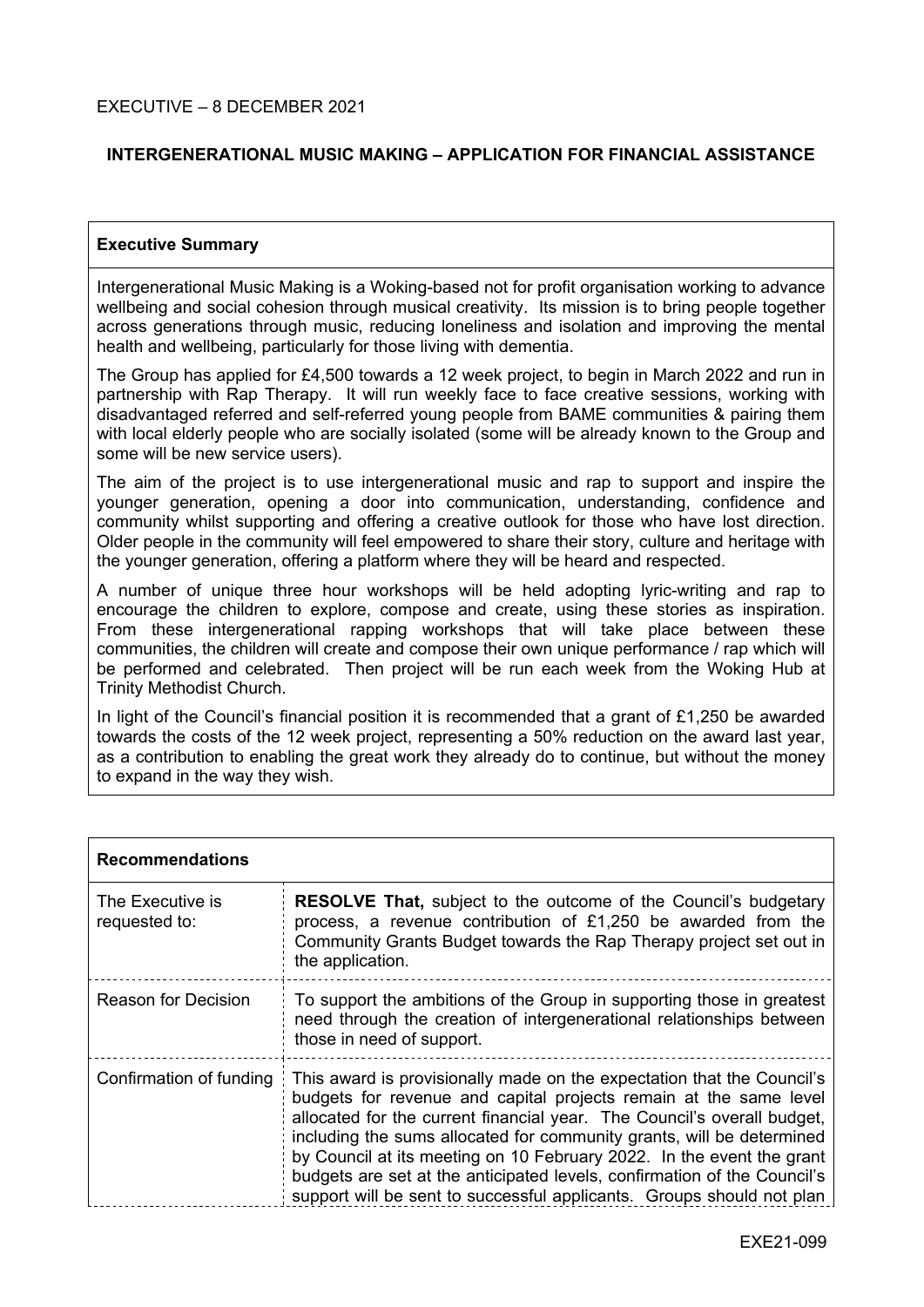EXECUTIVE – 8 DECEMBER 2021

# INTERGENERATIONAL MUSIC MAKING – APPLICATION FOR FINANCIAL ASSISTANCE

## Executive Summary

Intergenerational Music Making is a Woking-based not for profit organisation working to advance wellbeing and social cohesion through musical creativity. Its mission is to bring people together across generations through music, reducing loneliness and isolation and improving the mental health and wellbeing, particularly for those living with dementia.

The Group has applied for £4,500 towards a 12 week project, to begin in March 2022 and run in partnership with Rap Therapy. It will run weekly face to face creative sessions, working with disadvantaged referred and self-referred young people from BAME communities & pairing them with local elderly people who are socially isolated (some will be already known to the Group and some will be new service users).

The aim of the project is to use intergenerational music and rap to support and inspire the younger generation, opening a door into communication, understanding, confidence and community whilst supporting and offering a creative outlook for those who have lost direction. Older people in the community will feel empowered to share their story, culture and heritage with the younger generation, offering a platform where they will be heard and respected.

A number of unique three hour workshops will be held adopting lyric-writing and rap to encourage the children to explore, compose and create, using these stories as inspiration. From these intergenerational rapping workshops that will take place between these communities, the children will create and compose their own unique performance / rap which will be performed and celebrated. Then project will be run each week from the Woking Hub at Trinity Methodist Church.

In light of the Council's financial position it is recommended that a grant of £1,250 be awarded towards the costs of the 12 week project, representing a 50% reduction on the award last year, as a contribution to enabling the great work they already do to continue, but without the money to expand in the way they wish.

## Recommendations

| | |
|---|---|
| The Executive is requested to: | **RESOLVE That,** subject to the outcome of the Council's budgetary process, a revenue contribution of £1,250 be awarded from the Community Grants Budget towards the Rap Therapy project set out in the application. |
| Reason for Decision | To support the ambitions of the Group in supporting those in greatest need through the creation of intergenerational relationships between those in need of support. |
| Confirmation of funding | This award is provisionally made on the expectation that the Council's budgets for revenue and capital projects remain at the same level allocated for the current financial year. The Council's overall budget, including the sums allocated for community grants, will be determined by Council at its meeting on 10 February 2022. In the event the grant budgets are set at the anticipated levels, confirmation of the Council's support will be sent to successful applicants. Groups should not plan |

EXE21-099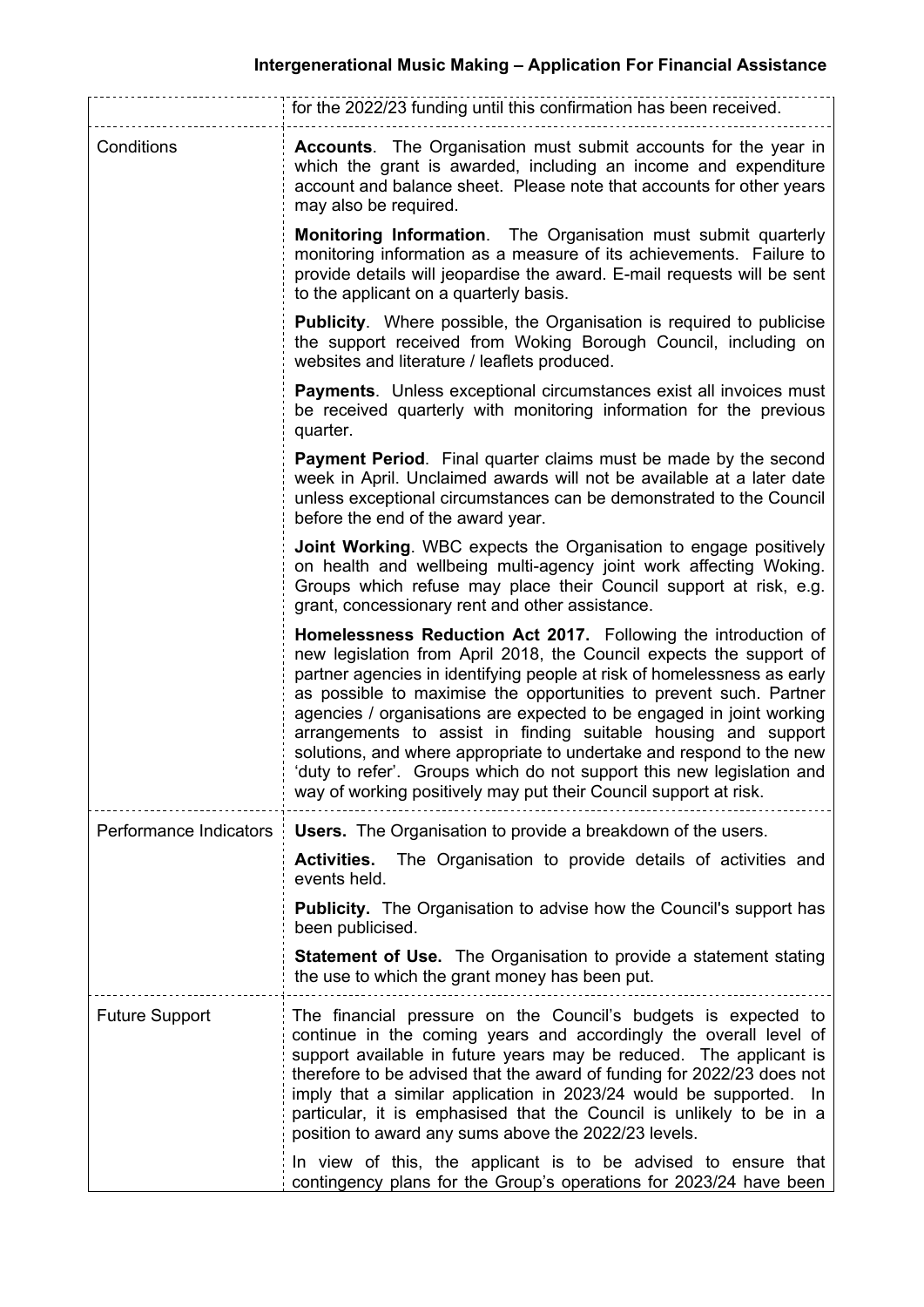| | |
|---|---|
| | for the 2022/23 funding until this confirmation has been received. |
| Conditions | **Accounts**. The Organisation must submit accounts for the year in which the grant is awarded, including an income and expenditure account and balance sheet. Please note that accounts for other years may also be required.<br><br>**Monitoring Information**. The Organisation must submit quarterly monitoring information as a measure of its achievements. Failure to provide details will jeopardise the award. E-mail requests will be sent to the applicant on a quarterly basis.<br><br>**Publicity**. Where possible, the Organisation is required to publicise the support received from Woking Borough Council, including on websites and literature / leaflets produced.<br><br>**Payments**. Unless exceptional circumstances exist all invoices must be received quarterly with monitoring information for the previous quarter.<br><br>**Payment Period**. Final quarter claims must be made by the second week in April. Unclaimed awards will not be available at a later date unless exceptional circumstances can be demonstrated to the Council before the end of the award year.<br><br>**Joint Working**. WBC expects the Organisation to engage positively on health and wellbeing multi-agency joint work affecting Woking. Groups which refuse may place their Council support at risk, e.g. grant, concessionary rent and other assistance.<br><br>**Homelessness Reduction Act 2017.** Following the introduction of new legislation from April 2018, the Council expects the support of partner agencies in identifying people at risk of homelessness as early as possible to maximise the opportunities to prevent such. Partner agencies / organisations are expected to be engaged in joint working arrangements to assist in finding suitable housing and support solutions, and where appropriate to undertake and respond to the new 'duty to refer'. Groups which do not support this new legislation and way of working positively may put their Council support at risk. |
| Performance Indicators | **Users.** The Organisation to provide a breakdown of the users.<br><br>**Activities.** The Organisation to provide details of activities and events held.<br><br>**Publicity.** The Organisation to advise how the Council's support has been publicised.<br><br>**Statement of Use.** The Organisation to provide a statement stating the use to which the grant money has been put. |
| Future Support | The financial pressure on the Council's budgets is expected to continue in the coming years and accordingly the overall level of support available in future years may be reduced. The applicant is therefore to be advised that the award of funding for 2022/23 does not imply that a similar application in 2023/24 would be supported. In particular, it is emphasised that the Council is unlikely to be in a position to award any sums above the 2022/23 levels.<br><br>In view of this, the applicant is to be advised to ensure that contingency plans for the Group's operations for 2023/24 have been |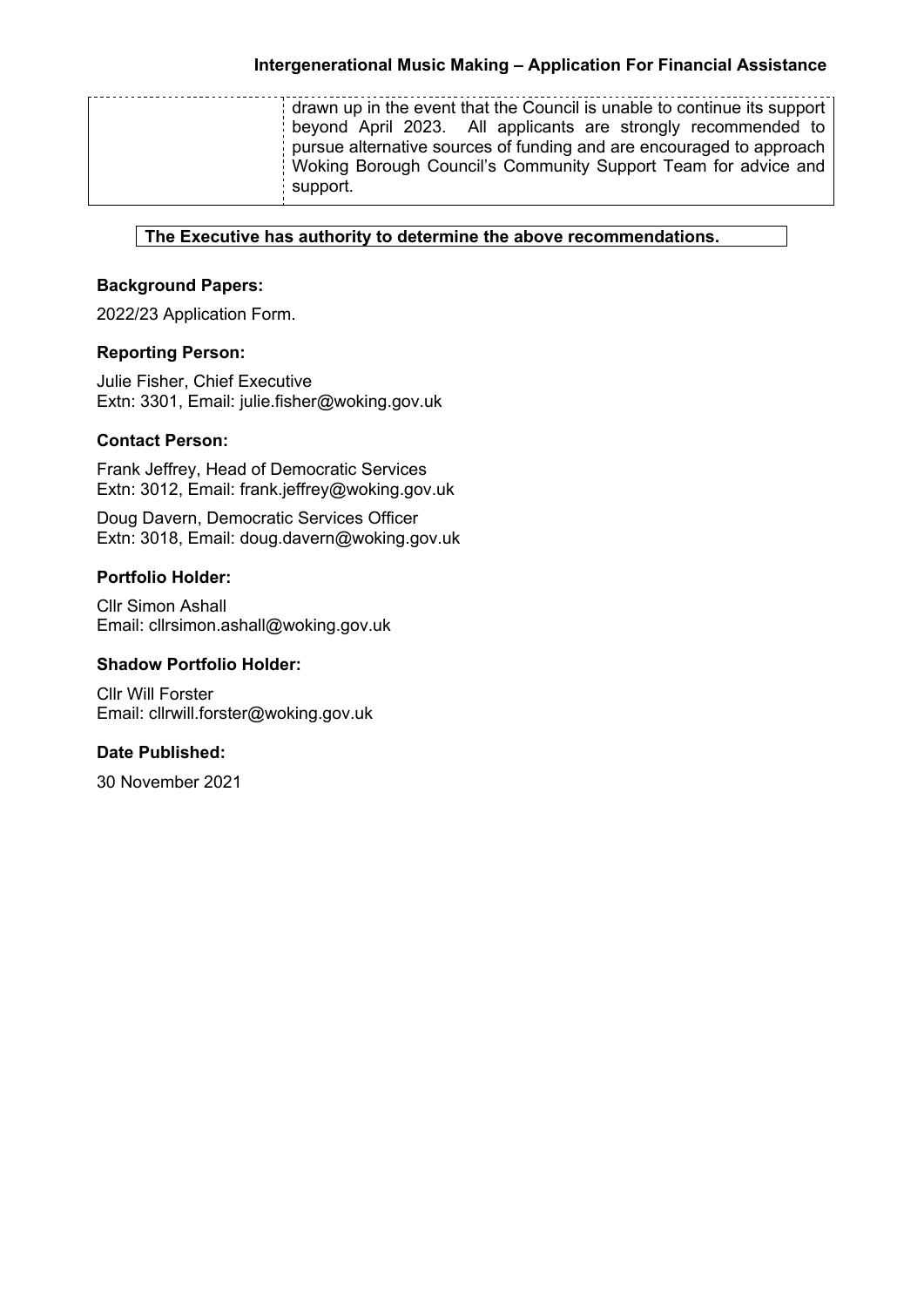| | drawn up in the event that the Council is unable to continue its support beyond April 2023. All applicants are strongly recommended to pursue alternative sources of funding and are encouraged to approach Woking Borough Council's Community Support Team for advice and support. |
|---|---|

**The Executive has authority to determine the above recommendations.**

### Background Papers:

2022/23 Application Form.

### Reporting Person:

Julie Fisher, Chief Executive
Extn: 3301, Email: julie.fisher@woking.gov.uk

### Contact Person:

Frank Jeffrey, Head of Democratic Services
Extn: 3012, Email: frank.jeffrey@woking.gov.uk

Doug Davern, Democratic Services Officer
Extn: 3018, Email: doug.davern@woking.gov.uk

### Portfolio Holder:

Cllr Simon Ashall
Email: cllrsimon.ashall@woking.gov.uk

### Shadow Portfolio Holder:

Cllr Will Forster
Email: cllrwill.forster@woking.gov.uk

### Date Published:

30 November 2021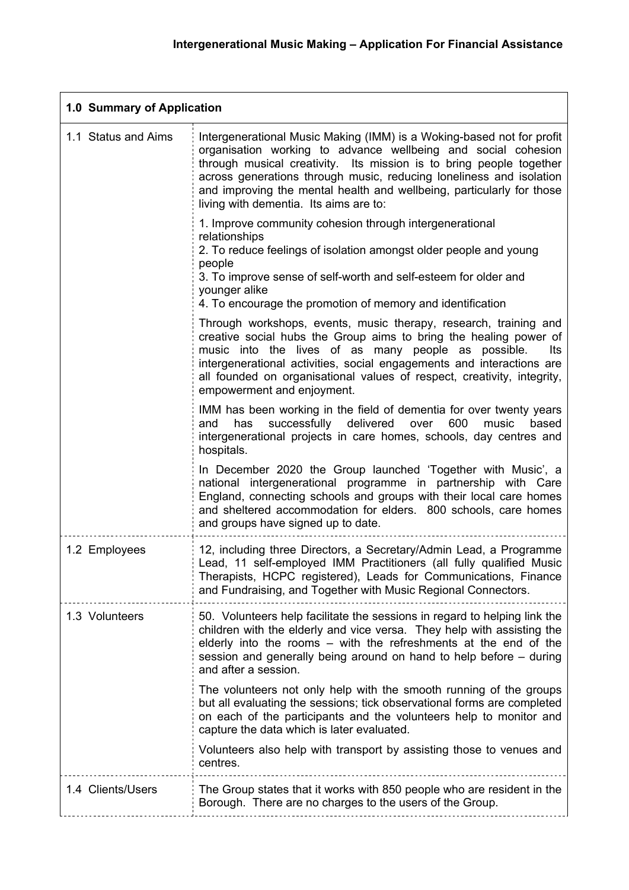# Intergenerational Music Making – Application For Financial Assistance

| 1.0 Summary of Application | |
|---|---|
| 1.1 Status and Aims | Intergenerational Music Making (IMM) is a Woking-based not for profit organisation working to advance wellbeing and social cohesion through musical creativity. Its mission is to bring people together across generations through music, reducing loneliness and isolation and improving the mental health and wellbeing, particularly for those living with dementia. Its aims are to:<br><br>1. Improve community cohesion through intergenerational relationships<br>2. To reduce feelings of isolation amongst older people and young people<br>3. To improve sense of self-worth and self-esteem for older and younger alike<br>4. To encourage the promotion of memory and identification<br><br>Through workshops, events, music therapy, research, training and creative social hubs the Group aims to bring the healing power of music into the lives of as many people as possible. Its intergenerational activities, social engagements and interactions are all founded on organisational values of respect, creativity, integrity, empowerment and enjoyment.<br><br>IMM has been working in the field of dementia for over twenty years and has successfully delivered over 600 music based intergenerational projects in care homes, schools, day centres and hospitals.<br><br>In December 2020 the Group launched 'Together with Music', a national intergenerational programme in partnership with Care England, connecting schools and groups with their local care homes and sheltered accommodation for elders. 800 schools, care homes and groups have signed up to date. |
| 1.2 Employees | 12, including three Directors, a Secretary/Admin Lead, a Programme Lead, 11 self-employed IMM Practitioners (all fully qualified Music Therapists, HCPC registered), Leads for Communications, Finance and Fundraising, and Together with Music Regional Connectors. |
| 1.3 Volunteers | 50. Volunteers help facilitate the sessions in regard to helping link the children with the elderly and vice versa. They help with assisting the elderly into the rooms – with the refreshments at the end of the session and generally being around on hand to help before – during and after a session.<br><br>The volunteers not only help with the smooth running of the groups but all evaluating the sessions; tick observational forms are completed on each of the participants and the volunteers help to monitor and capture the data which is later evaluated.<br><br>Volunteers also help with transport by assisting those to venues and centres. |
| 1.4 Clients/Users | The Group states that it works with 850 people who are resident in the Borough. There are no charges to the users of the Group. |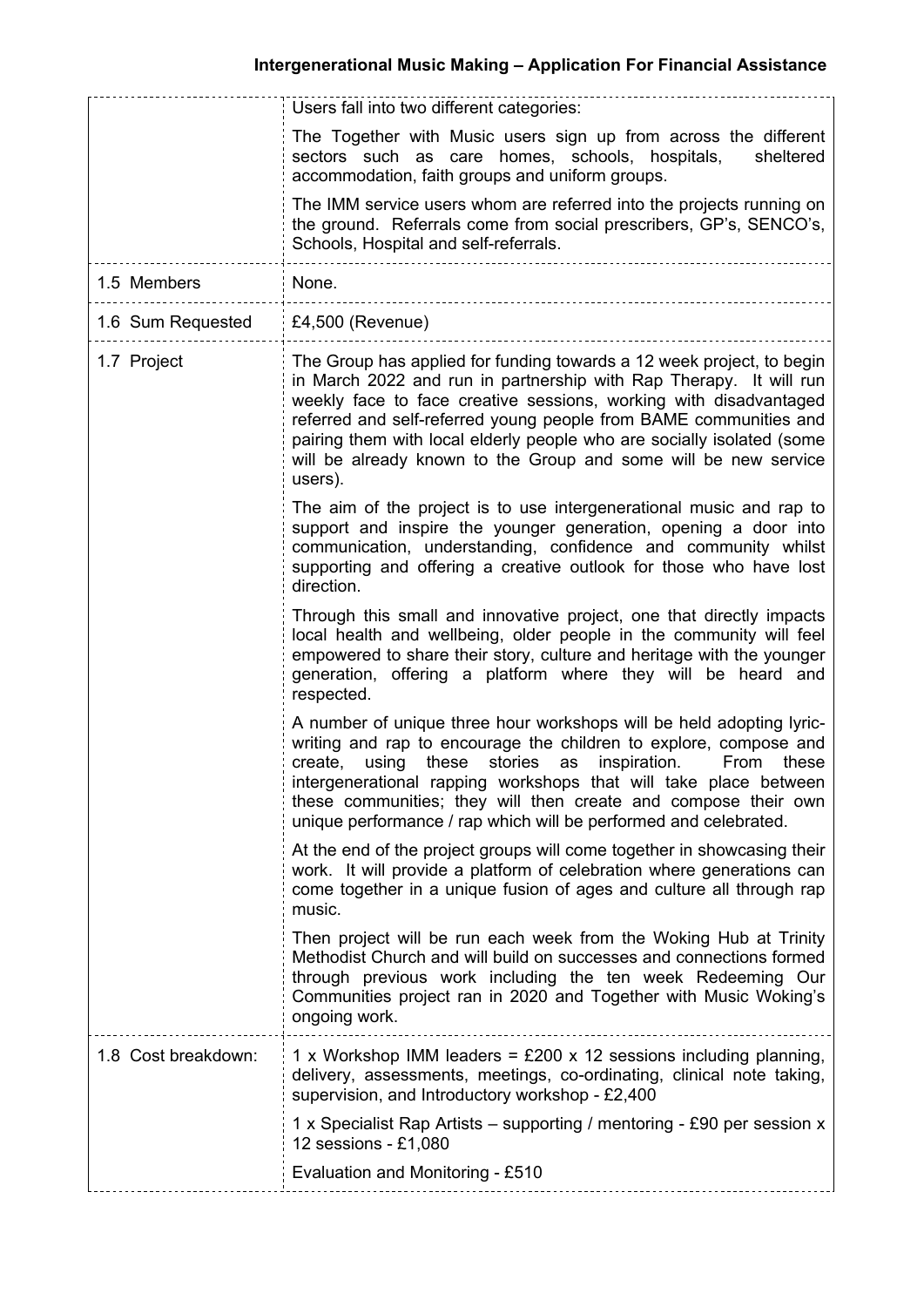| | |
|---|---|
| | Users fall into two different categories:<br><br>The Together with Music users sign up from across the different sectors such as care homes, schools, hospitals, sheltered accommodation, faith groups and uniform groups.<br><br>The IMM service users whom are referred into the projects running on the ground. Referrals come from social prescribers, GP's, SENCO's, Schools, Hospital and self-referrals. |
| 1.5 Members | None. |
| 1.6 Sum Requested | £4,500 (Revenue) |
| 1.7 Project | The Group has applied for funding towards a 12 week project, to begin in March 2022 and run in partnership with Rap Therapy. It will run weekly face to face creative sessions, working with disadvantaged referred and self-referred young people from BAME communities and pairing them with local elderly people who are socially isolated (some will be already known to the Group and some will be new service users).<br><br>The aim of the project is to use intergenerational music and rap to support and inspire the younger generation, opening a door into communication, understanding, confidence and community whilst supporting and offering a creative outlook for those who have lost direction.<br><br>Through this small and innovative project, one that directly impacts local health and wellbeing, older people in the community will feel empowered to share their story, culture and heritage with the younger generation, offering a platform where they will be heard and respected.<br><br>A number of unique three hour workshops will be held adopting lyric-writing and rap to encourage the children to explore, compose and create, using these stories as inspiration. From these intergenerational rapping workshops that will take place between these communities; they will then create and compose their own unique performance / rap which will be performed and celebrated.<br><br>At the end of the project groups will come together in showcasing their work. It will provide a platform of celebration where generations can come together in a unique fusion of ages and culture all through rap music.<br><br>Then project will be run each week from the Woking Hub at Trinity Methodist Church and will build on successes and connections formed through previous work including the ten week Redeeming Our Communities project ran in 2020 and Together with Music Woking's ongoing work. |
| 1.8 Cost breakdown: | 1 x Workshop IMM leaders = £200 x 12 sessions including planning, delivery, assessments, meetings, co-ordinating, clinical note taking, supervision, and Introductory workshop - £2,400<br><br>1 x Specialist Rap Artists – supporting / mentoring - £90 per session x 12 sessions - £1,080<br><br>Evaluation and Monitoring - £510 |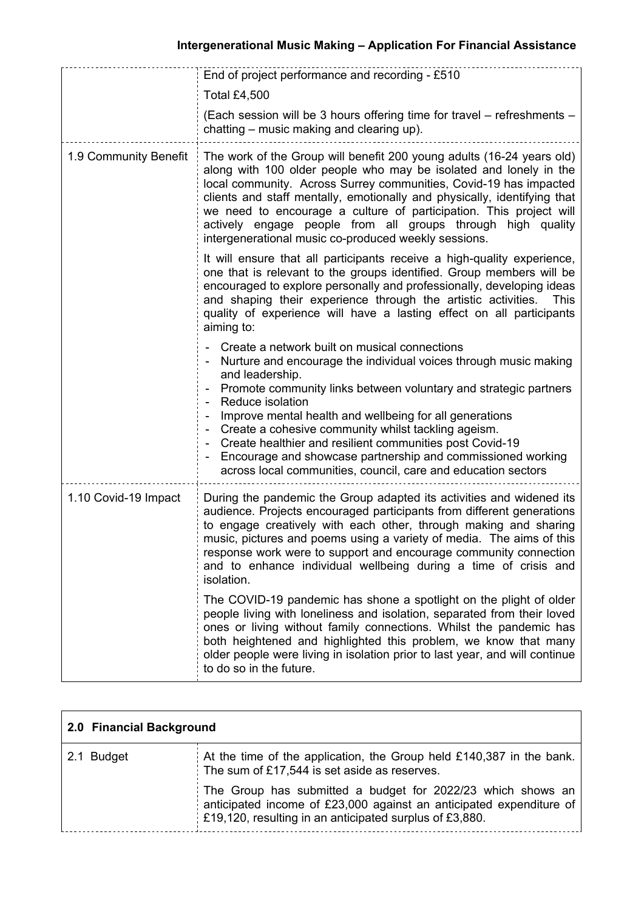| | |
|---|---|
| | End of project performance and recording - £510<br><br>Total £4,500<br><br>(Each session will be 3 hours offering time for travel – refreshments – chatting – music making and clearing up). |
| 1.9 Community Benefit | The work of the Group will benefit 200 young adults (16-24 years old) along with 100 older people who may be isolated and lonely in the local community. Across Surrey communities, Covid-19 has impacted clients and staff mentally, emotionally and physically, identifying that we need to encourage a culture of participation. This project will actively engage people from all groups through high quality intergenerational music co-produced weekly sessions.<br><br>It will ensure that all participants receive a high-quality experience, one that is relevant to the groups identified. Group members will be encouraged to explore personally and professionally, developing ideas and shaping their experience through the artistic activities. This quality of experience will have a lasting effect on all participants aiming to:<br><br>- Create a network built on musical connections<br>- Nurture and encourage the individual voices through music making and leadership.<br>- Promote community links between voluntary and strategic partners<br>- Reduce isolation<br>- Improve mental health and wellbeing for all generations<br>- Create a cohesive community whilst tackling ageism.<br>- Create healthier and resilient communities post Covid-19<br>- Encourage and showcase partnership and commissioned working across local communities, council, care and education sectors |
| 1.10 Covid-19 Impact | During the pandemic the Group adapted its activities and widened its audience. Projects encouraged participants from different generations to engage creatively with each other, through making and sharing music, pictures and poems using a variety of media. The aims of this response work were to support and encourage community connection and to enhance individual wellbeing during a time of crisis and isolation.<br><br>The COVID-19 pandemic has shone a spotlight on the plight of older people living with loneliness and isolation, separated from their loved ones or living without family connections. Whilst the pandemic has both heightened and highlighted this problem, we know that many older people were living in isolation prior to last year, and will continue to do so in the future. |

| **2.0 Financial Background** | |
|---|---|
| 2.1 Budget | At the time of the application, the Group held £140,387 in the bank. The sum of £17,544 is set aside as reserves.<br><br>The Group has submitted a budget for 2022/23 which shows an anticipated income of £23,000 against an anticipated expenditure of £19,120, resulting in an anticipated surplus of £3,880. |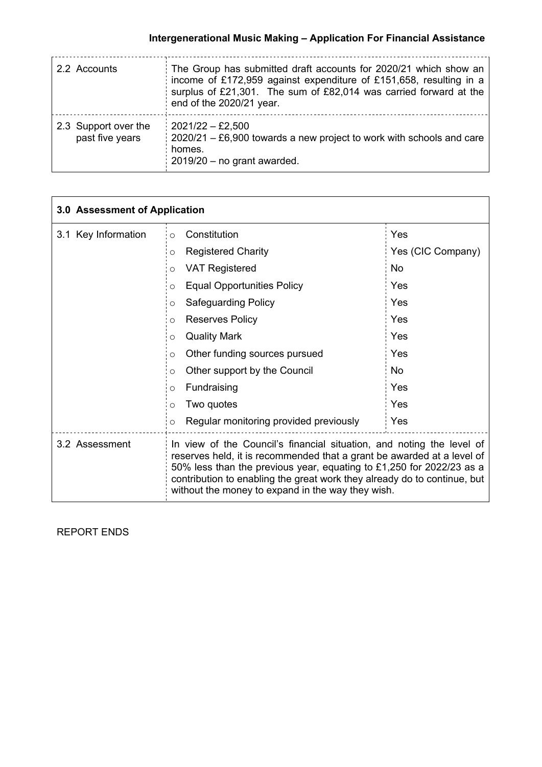| | |
|---|---|
| 2.2 Accounts | The Group has submitted draft accounts for 2020/21 which show an income of £172,959 against expenditure of £151,658, resulting in a surplus of £21,301. The sum of £82,014 was carried forward at the end of the 2020/21 year. |
| 2.3 Support over the past five years | 2021/22 – £2,500<br>2020/21 – £6,900 towards a new project to work with schools and care homes.<br>2019/20 – no grant awarded. |

| 3.0 Assessment of Application | | |
|---|---|---|
| 3.1 Key Information | ○ Constitution | Yes |
| | ○ Registered Charity | Yes (CIC Company) |
| | ○ VAT Registered | No |
| | ○ Equal Opportunities Policy | Yes |
| | ○ Safeguarding Policy | Yes |
| | ○ Reserves Policy | Yes |
| | ○ Quality Mark | Yes |
| | ○ Other funding sources pursued | Yes |
| | ○ Other support by the Council | No |
| | ○ Fundraising | Yes |
| | ○ Two quotes | Yes |
| | ○ Regular monitoring provided previously | Yes |
| 3.2 Assessment | In view of the Council's financial situation, and noting the level of reserves held, it is recommended that a grant be awarded at a level of 50% less than the previous year, equating to £1,250 for 2022/23 as a contribution to enabling the great work they already do to continue, but without the money to expand in the way they wish. | |

REPORT ENDS